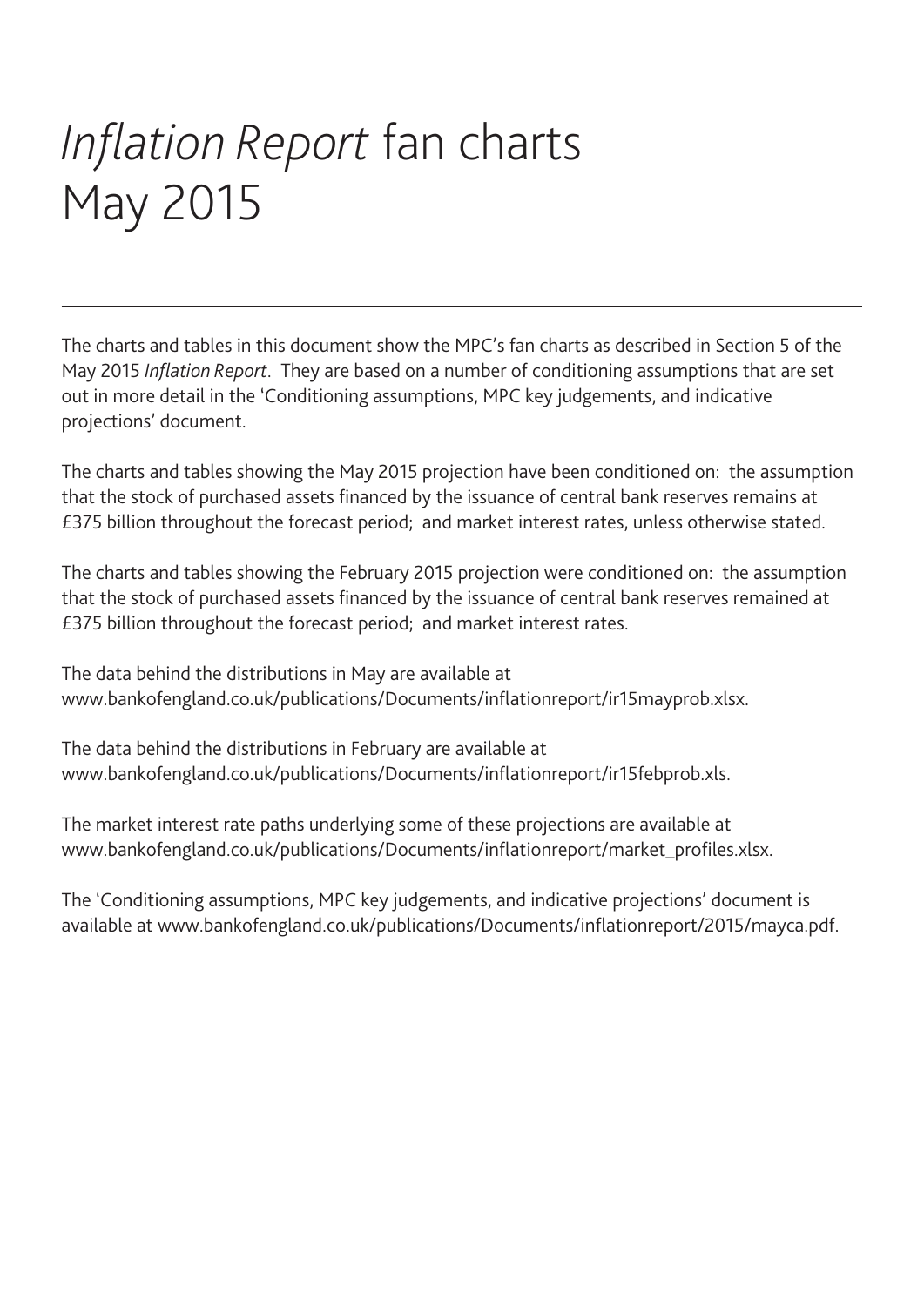# *Inflation Report* fan charts May 2015

---

The charts and tables in this document show the MPC's fan charts as described in Section 5 of the May 2015 *Inflation Report*. They are based on a number of conditioning assumptions that are set out in more detail in the 'Conditioning assumptions, MPC key judgements, and indicative projections' document.

The charts and tables showing the May 2015 projection have been conditioned on: the assumption that the stock of purchased assets financed by the issuance of central bank reserves remains at £375 billion throughout the forecast period; and market interest rates, unless otherwise stated.

The charts and tables showing the February 2015 projection were conditioned on: the assumption that the stock of purchased assets financed by the issuance of central bank reserves remained at £375 billion throughout the forecast period; and market interest rates.

The data behind the distributions in May are available at www.bankofengland.co.uk/publications/Documents/inflationreport/ir15mayprob.xlsx.

The data behind the distributions in February are available at www.bankofengland.co.uk/publications/Documents/inflationreport/ir15febprob.xls.

The market interest rate paths underlying some of these projections are available at www.bankofengland.co.uk/publications/Documents/inflationreport/market_profiles.xlsx.

The 'Conditioning assumptions, MPC key judgements, and indicative projections' document is available at www.bankofengland.co.uk/publications/Documents/inflationreport/2015/mayca.pdf.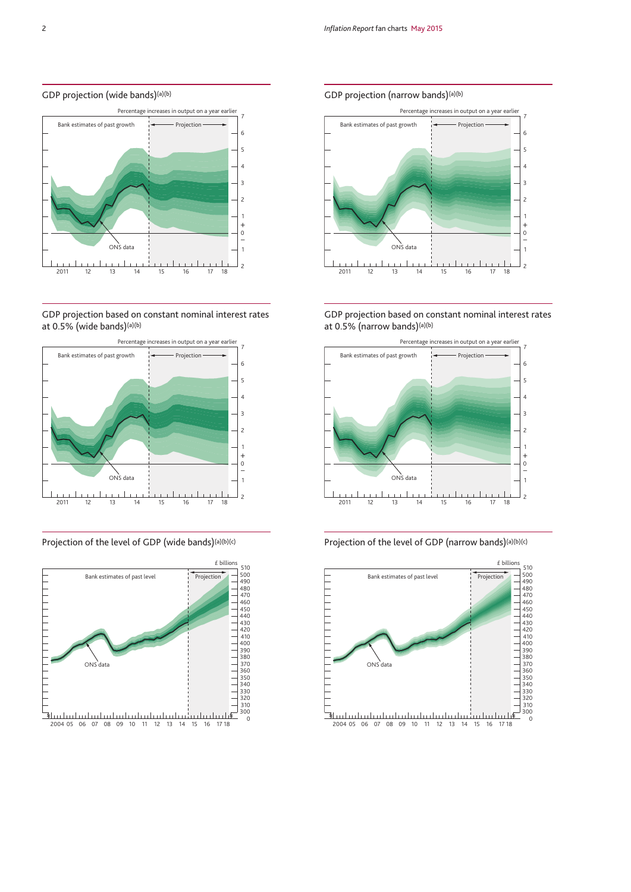## GDP projection (wide bands)[(a)(b)]

Percentage increases in output on a year earlier

Bank estimates of past growth

Projection

ONS data

## GDP projection (narrow bands)[(a)(b)]

Percentage increases in output on a year earlier

Bank estimates of past growth

Projection

ONS data

## GDP projection based on constant nominal interest rates at 0.5% (wide bands)[(a)(b)]

Percentage increases in output on a year earlier

Bank estimates of past growth

Projection

ONS data

## GDP projection based on constant nominal interest rates at 0.5% (narrow bands)[(a)(b)]

Percentage increases in output on a year earlier

Bank estimates of past growth

Projection

ONS data

## Projection of the level of GDP (wide bands)[(a)(b)(c)]

£ billions

Bank estimates of past level

Projection

ONS data

## Projection of the level of GDP (narrow bands)[(a)(b)(c)]

£ billions

Bank estimates of past level

Projection

ONS data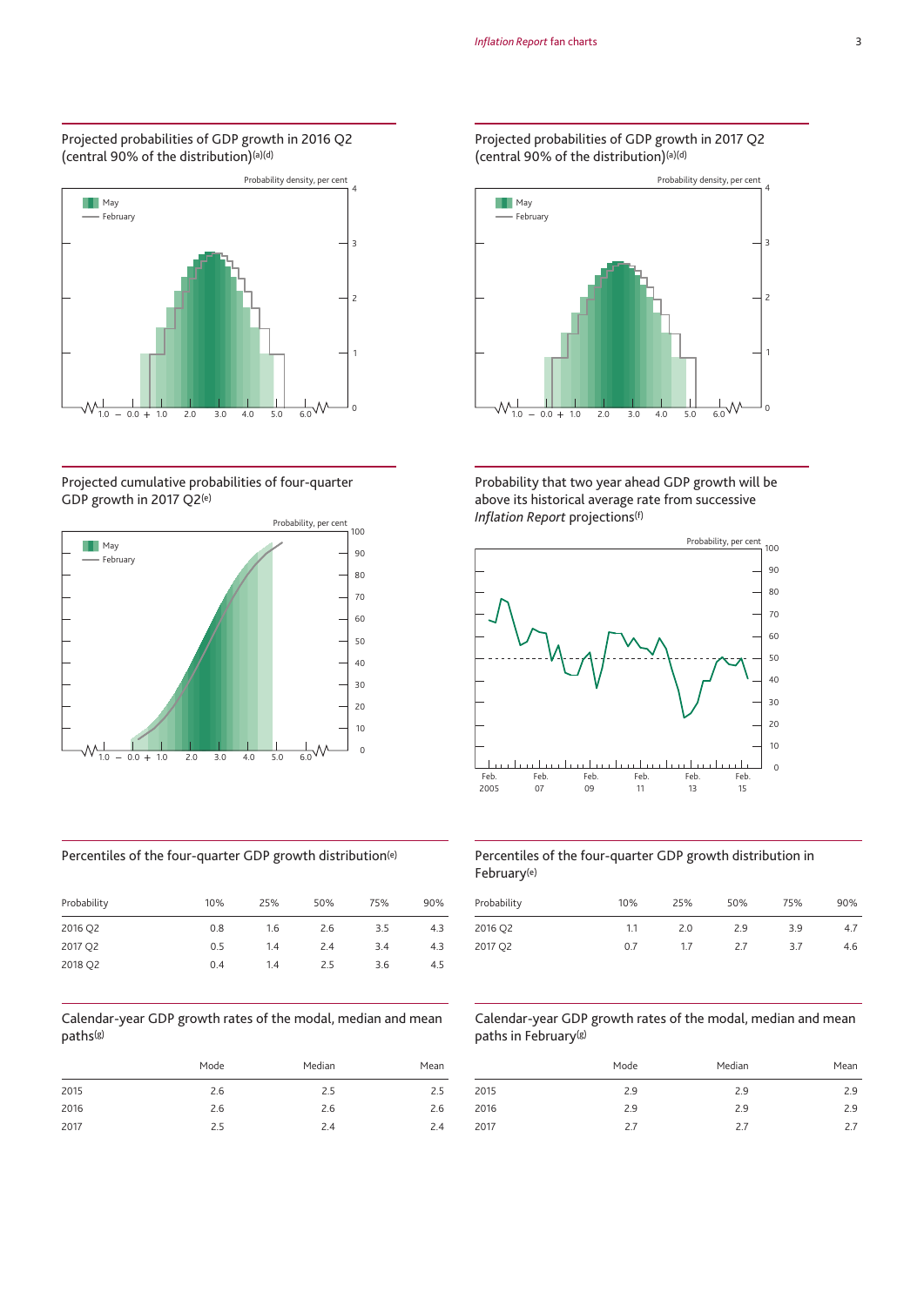Projected probabilities of GDP growth in 2016 Q2 (central 90% of the distribution)[(a)(d)]

Probability density, per cent

May

February

Projected probabilities of GDP growth in 2017 Q2 (central 90% of the distribution)[(a)(d)]

Probability density, per cent

May

February

Projected cumulative probabilities of four-quarter GDP growth in 2017 Q2[(e)]

Probability, per cent

May

February

Probability that two year ahead GDP growth will be above its historical average rate from successive *Inflation Report* projections[(f)]

Probability, per cent

Percentiles of the four-quarter GDP growth distribution[(e)]

| Probability | 10% | 25% | 50% | 75% | 90% |
|---|---|---|---|---|---|
| 2016 Q2 | 0.8 | 1.6 | 2.6 | 3.5 | 4.3 |
| 2017 Q2 | 0.5 | 1.4 | 2.4 | 3.4 | 4.3 |
| 2018 Q2 | 0.4 | 1.4 | 2.5 | 3.6 | 4.5 |

Percentiles of the four-quarter GDP growth distribution in February[(e)]

| Probability | 10% | 25% | 50% | 75% | 90% |
|---|---|---|---|---|---|
| 2016 Q2 | 1.1 | 2.0 | 2.9 | 3.9 | 4.7 |
| 2017 Q2 | 0.7 | 1.7 | 2.7 | 3.7 | 4.6 |

Calendar-year GDP growth rates of the modal, median and mean paths[(g)]

| | Mode | Median | Mean |
|---|---|---|---|
| 2015 | 2.6 | 2.5 | 2.5 |
| 2016 | 2.6 | 2.6 | 2.6 |
| 2017 | 2.5 | 2.4 | 2.4 |

Calendar-year GDP growth rates of the modal, median and mean paths in February[(g)]

| | Mode | Median | Mean |
|---|---|---|---|
| 2015 | 2.9 | 2.9 | 2.9 |
| 2016 | 2.9 | 2.9 | 2.9 |
| 2017 | 2.7 | 2.7 | 2.7 |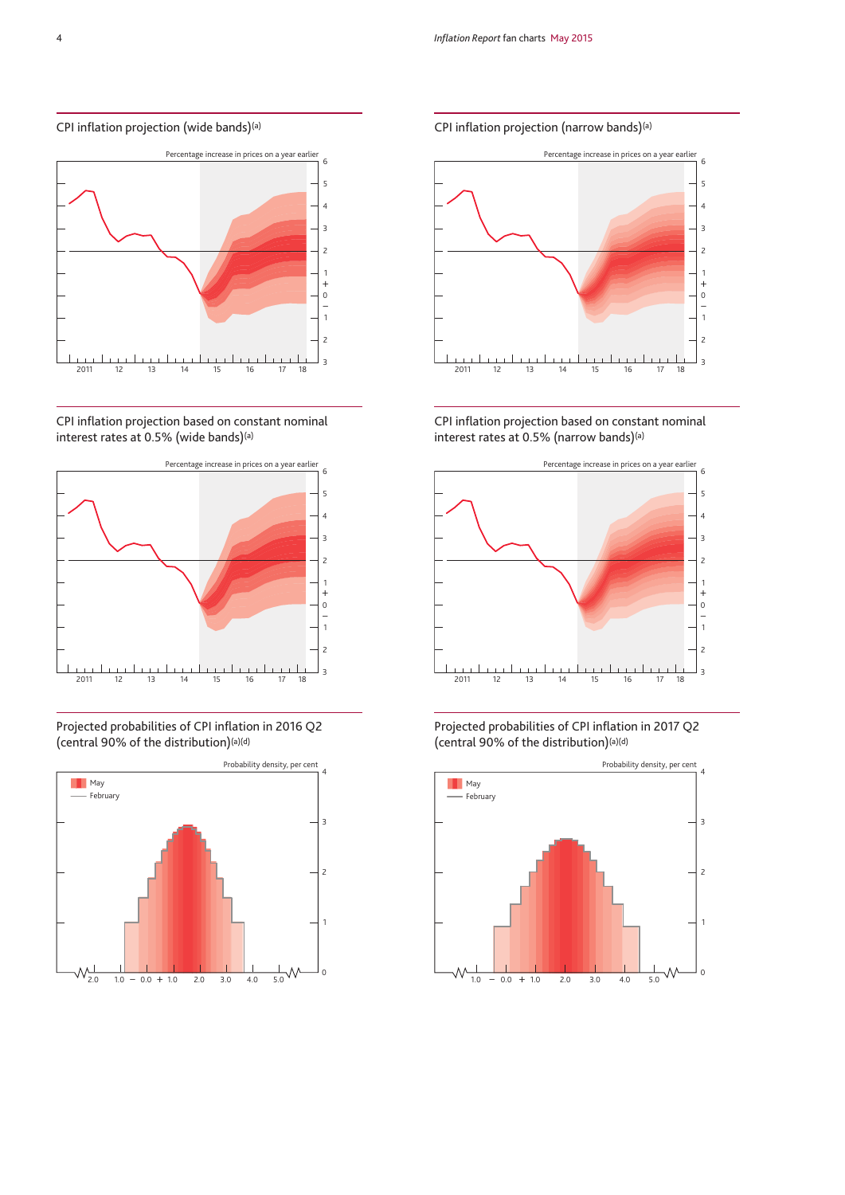## CPI inflation projection (wide bands)[(a)]

Percentage increase in prices on a year earlier

## CPI inflation projection (narrow bands)[(a)]

Percentage increase in prices on a year earlier

## CPI inflation projection based on constant nominal interest rates at 0.5% (wide bands)[(a)]

Percentage increase in prices on a year earlier

## CPI inflation projection based on constant nominal interest rates at 0.5% (narrow bands)[(a)]

Percentage increase in prices on a year earlier

## Projected probabilities of CPI inflation in 2016 Q2 (central 90% of the distribution)[(a)(d)]

Probability density, per cent

May

February

## Projected probabilities of CPI inflation in 2017 Q2 (central 90% of the distribution)[(a)(d)]

Probability density, per cent

May

February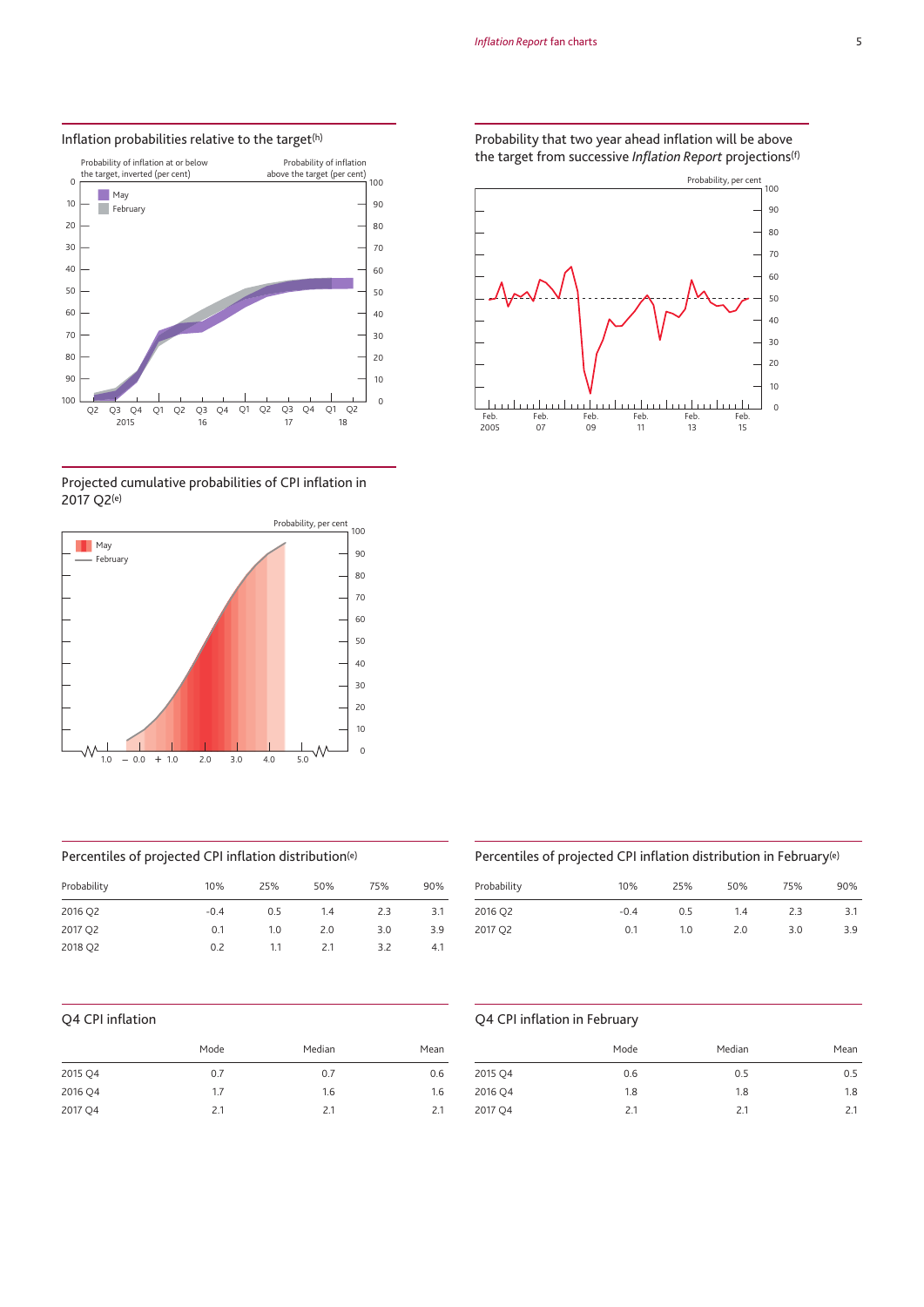## Inflation probabilities relative to the target[h]

## Probability that two year ahead inflation will be above the target from successive *Inflation Report* projections[f]

## Projected cumulative probabilities of CPI inflation in 2017 Q2[e]

## Percentiles of projected CPI inflation distribution[e]

| Probability | 10% | 25% | 50% | 75% | 90% |
|---|---|---|---|---|---|
| 2016 Q2 | -0.4 | 0.5 | 1.4 | 2.3 | 3.1 |
| 2017 Q2 | 0.1 | 1.0 | 2.0 | 3.0 | 3.9 |
| 2018 Q2 | 0.2 | 1.1 | 2.1 | 3.2 | 4.1 |

## Percentiles of projected CPI inflation distribution in February[e]

| Probability | 10% | 25% | 50% | 75% | 90% |
|---|---|---|---|---|---|
| 2016 Q2 | -0.4 | 0.5 | 1.4 | 2.3 | 3.1 |
| 2017 Q2 | 0.1 | 1.0 | 2.0 | 3.0 | 3.9 |

## Q4 CPI inflation

| | Mode | Median | Mean |
|---|---|---|---|
| 2015 Q4 | 0.7 | 0.7 | 0.6 |
| 2016 Q4 | 1.7 | 1.6 | 1.6 |
| 2017 Q4 | 2.1 | 2.1 | 2.1 |

## Q4 CPI inflation in February

| | Mode | Median | Mean |
|---|---|---|---|
| 2015 Q4 | 0.6 | 0.5 | 0.5 |
| 2016 Q4 | 1.8 | 1.8 | 1.8 |
| 2017 Q4 | 2.1 | 2.1 | 2.1 |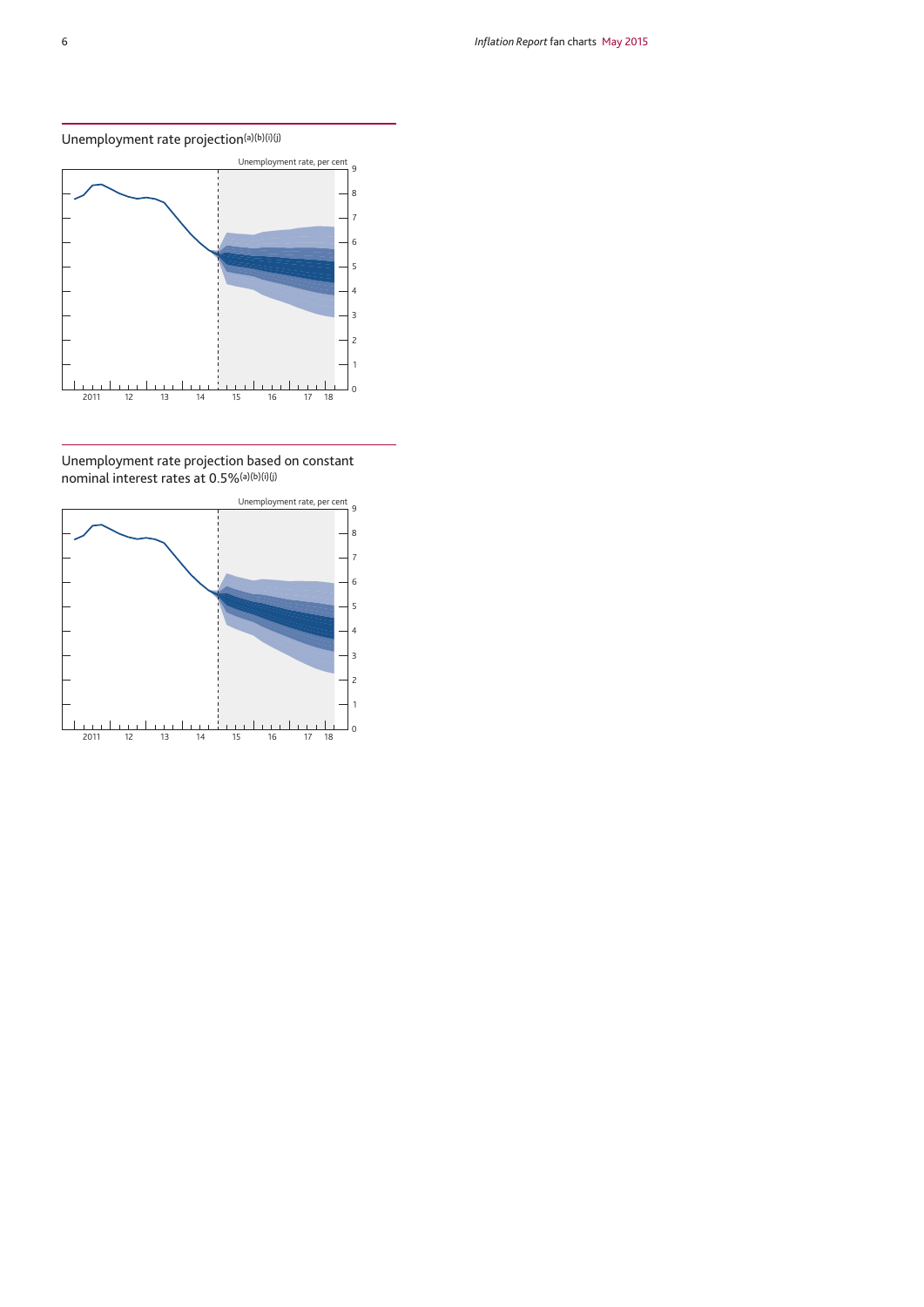## Unemployment rate projection(a)(b)(i)(j)

Unemployment rate, per cent

## Unemployment rate projection based on constant nominal interest rates at 0.5%(a)(b)(i)(j)

Unemployment rate, per cent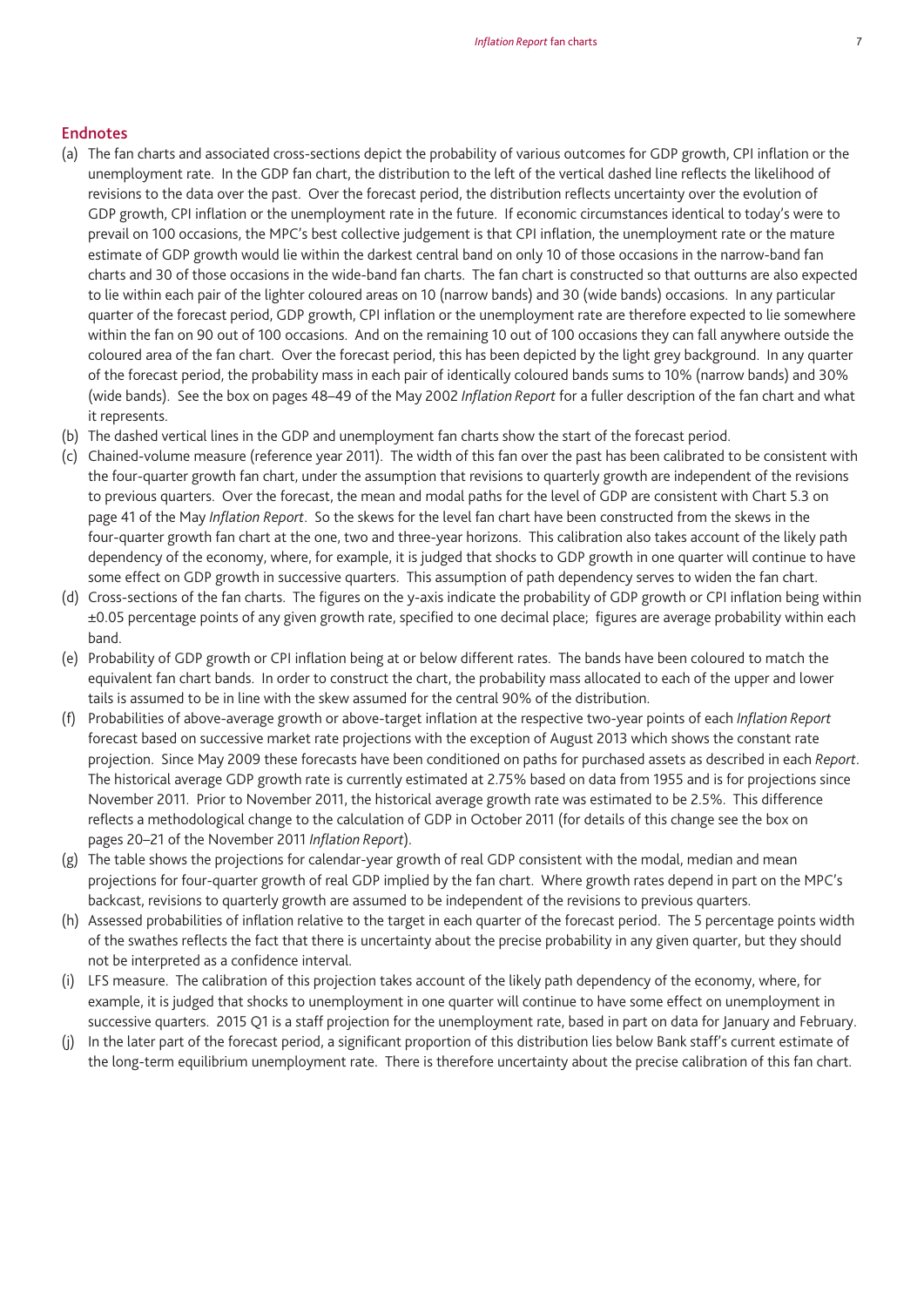## Endnotes

(a) The fan charts and associated cross-sections depict the probability of various outcomes for GDP growth, CPI inflation or the unemployment rate. In the GDP fan chart, the distribution to the left of the vertical dashed line reflects the likelihood of revisions to the data over the past. Over the forecast period, the distribution reflects uncertainty over the evolution of GDP growth, CPI inflation or the unemployment rate in the future. If economic circumstances identical to today's were to prevail on 100 occasions, the MPC's best collective judgement is that CPI inflation, the unemployment rate or the mature estimate of GDP growth would lie within the darkest central band on only 10 of those occasions in the narrow-band fan charts and 30 of those occasions in the wide-band fan charts. The fan chart is constructed so that outturns are also expected to lie within each pair of the lighter coloured areas on 10 (narrow bands) and 30 (wide bands) occasions. In any particular quarter of the forecast period, GDP growth, CPI inflation or the unemployment rate are therefore expected to lie somewhere within the fan on 90 out of 100 occasions. And on the remaining 10 out of 100 occasions they can fall anywhere outside the coloured area of the fan chart. Over the forecast period, this has been depicted by the light grey background. In any quarter of the forecast period, the probability mass in each pair of identically coloured bands sums to 10% (narrow bands) and 30% (wide bands). See the box on pages 48–49 of the May 2002 *Inflation Report* for a fuller description of the fan chart and what it represents.

(b) The dashed vertical lines in the GDP and unemployment fan charts show the start of the forecast period.

(c) Chained-volume measure (reference year 2011). The width of this fan over the past has been calibrated to be consistent with the four-quarter growth fan chart, under the assumption that revisions to quarterly growth are independent of the revisions to previous quarters. Over the forecast, the mean and modal paths for the level of GDP are consistent with Chart 5.3 on page 41 of the May *Inflation Report*. So the skews for the level fan chart have been constructed from the skews in the four-quarter growth fan chart at the one, two and three-year horizons. This calibration also takes account of the likely path dependency of the economy, where, for example, it is judged that shocks to GDP growth in one quarter will continue to have some effect on GDP growth in successive quarters. This assumption of path dependency serves to widen the fan chart.

(d) Cross-sections of the fan charts. The figures on the y-axis indicate the probability of GDP growth or CPI inflation being within ±0.05 percentage points of any given growth rate, specified to one decimal place; figures are average probability within each band.

(e) Probability of GDP growth or CPI inflation being at or below different rates. The bands have been coloured to match the equivalent fan chart bands. In order to construct the chart, the probability mass allocated to each of the upper and lower tails is assumed to be in line with the skew assumed for the central 90% of the distribution.

(f) Probabilities of above-average growth or above-target inflation at the respective two-year points of each *Inflation Report* forecast based on successive market rate projections with the exception of August 2013 which shows the constant rate projection. Since May 2009 these forecasts have been conditioned on paths for purchased assets as described in each *Report*. The historical average GDP growth rate is currently estimated at 2.75% based on data from 1955 and is for projections since November 2011. Prior to November 2011, the historical average growth rate was estimated to be 2.5%. This difference reflects a methodological change to the calculation of GDP in October 2011 (for details of this change see the box on pages 20–21 of the November 2011 *Inflation Report*).

(g) The table shows the projections for calendar-year growth of real GDP consistent with the modal, median and mean projections for four-quarter growth of real GDP implied by the fan chart. Where growth rates depend in part on the MPC's backcast, revisions to quarterly growth are assumed to be independent of the revisions to previous quarters.

(h) Assessed probabilities of inflation relative to the target in each quarter of the forecast period. The 5 percentage points width of the swathes reflects the fact that there is uncertainty about the precise probability in any given quarter, but they should not be interpreted as a confidence interval.

(i) LFS measure. The calibration of this projection takes account of the likely path dependency of the economy, where, for example, it is judged that shocks to unemployment in one quarter will continue to have some effect on unemployment in successive quarters. 2015 Q1 is a staff projection for the unemployment rate, based in part on data for January and February.

(j) In the later part of the forecast period, a significant proportion of this distribution lies below Bank staff's current estimate of the long-term equilibrium unemployment rate. There is therefore uncertainty about the precise calibration of this fan chart.